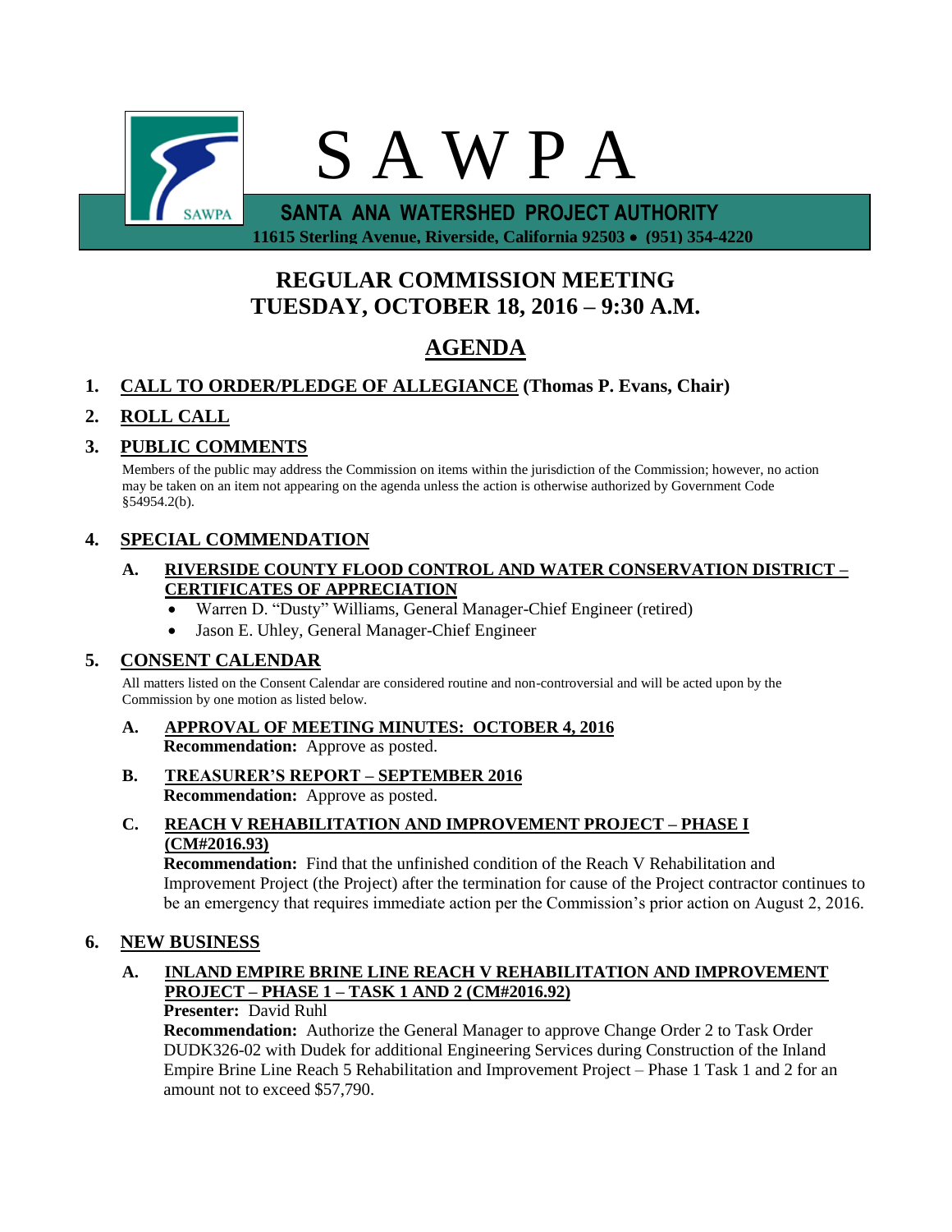# S A W P A

**SANTA ANA WATERSHED PROJECT AUTHORITY**

**11615 Sterling Avenue, Riverside, California 92503 • (951) 354-4220**

## REGULAR COMMISSION MEETING
## TUESDAY, OCTOBER 18, 2016 – 9:30 A.M.

## AGENDA

**1. CALL TO ORDER/PLEDGE OF ALLEGIANCE (Thomas P. Evans, Chair)**

**2. ROLL CALL**

**3. PUBLIC COMMENTS**

Members of the public may address the Commission on items within the jurisdiction of the Commission; however, no action may be taken on an item not appearing on the agenda unless the action is otherwise authorized by Government Code §54954.2(b).

**4. SPECIAL COMMENDATION**

**A. RIVERSIDE COUNTY FLOOD CONTROL AND WATER CONSERVATION DISTRICT – CERTIFICATES OF APPRECIATION**

- Warren D. "Dusty" Williams, General Manager-Chief Engineer (retired)
- Jason E. Uhley, General Manager-Chief Engineer

**5. CONSENT CALENDAR**

All matters listed on the Consent Calendar are considered routine and non-controversial and will be acted upon by the Commission by one motion as listed below.

**A. APPROVAL OF MEETING MINUTES: OCTOBER 4, 2016**
**Recommendation:** Approve as posted.

**B. TREASURER'S REPORT – SEPTEMBER 2016**
**Recommendation:** Approve as posted.

**C. REACH V REHABILITATION AND IMPROVEMENT PROJECT – PHASE I (CM#2016.93)**
**Recommendation:** Find that the unfinished condition of the Reach V Rehabilitation and Improvement Project (the Project) after the termination for cause of the Project contractor continues to be an emergency that requires immediate action per the Commission's prior action on August 2, 2016.

**6. NEW BUSINESS**

**A. INLAND EMPIRE BRINE LINE REACH V REHABILITATION AND IMPROVEMENT PROJECT – PHASE 1 – TASK 1 AND 2 (CM#2016.92)**
**Presenter:** David Ruhl
**Recommendation:** Authorize the General Manager to approve Change Order 2 to Task Order DUDK326-02 with Dudek for additional Engineering Services during Construction of the Inland Empire Brine Line Reach 5 Rehabilitation and Improvement Project – Phase 1 Task 1 and 2 for an amount not to exceed $57,790.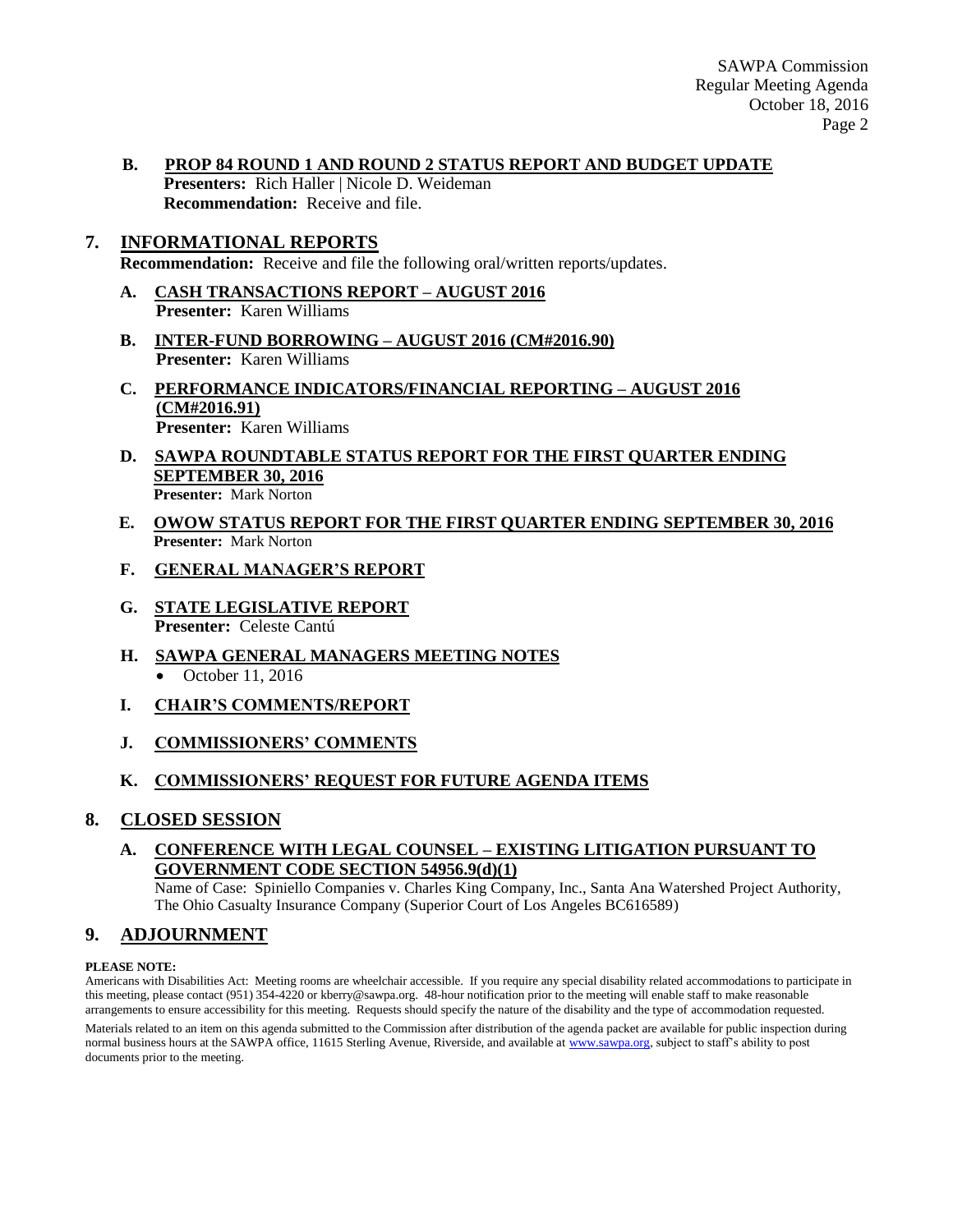**B. PROP 84 ROUND 1 AND ROUND 2 STATUS REPORT AND BUDGET UPDATE**
**Presenters:** Rich Haller | Nicole D. Weideman
**Recommendation:** Receive and file.

## 7. INFORMATIONAL REPORTS

**Recommendation:** Receive and file the following oral/written reports/updates.

**A. CASH TRANSACTIONS REPORT – AUGUST 2016**
**Presenter:** Karen Williams

**B. INTER-FUND BORROWING – AUGUST 2016 (CM#2016.90)**
**Presenter:** Karen Williams

**C. PERFORMANCE INDICATORS/FINANCIAL REPORTING – AUGUST 2016 (CM#2016.91)**
**Presenter:** Karen Williams

**D. SAWPA ROUNDTABLE STATUS REPORT FOR THE FIRST QUARTER ENDING SEPTEMBER 30, 2016**
**Presenter:** Mark Norton

**E. OWOW STATUS REPORT FOR THE FIRST QUARTER ENDING SEPTEMBER 30, 2016**
**Presenter:** Mark Norton

**F. GENERAL MANAGER'S REPORT**

**G. STATE LEGISLATIVE REPORT**
**Presenter:** Celeste Cantú

**H. SAWPA GENERAL MANAGERS MEETING NOTES**

- October 11, 2016

**I. CHAIR'S COMMENTS/REPORT**

**J. COMMISSIONERS' COMMENTS**

**K. COMMISSIONERS' REQUEST FOR FUTURE AGENDA ITEMS**

## 8. CLOSED SESSION

**A. CONFERENCE WITH LEGAL COUNSEL – EXISTING LITIGATION PURSUANT TO GOVERNMENT CODE SECTION 54956.9(d)(1)**
Name of Case: Spiniello Companies v. Charles King Company, Inc., Santa Ana Watershed Project Authority, The Ohio Casualty Insurance Company (Superior Court of Los Angeles BC616589)

## 9. ADJOURNMENT

**PLEASE NOTE:**
Americans with Disabilities Act: Meeting rooms are wheelchair accessible. If you require any special disability related accommodations to participate in this meeting, please contact (951) 354-4220 or kberry@sawpa.org. 48-hour notification prior to the meeting will enable staff to make reasonable arrangements to ensure accessibility for this meeting. Requests should specify the nature of the disability and the type of accommodation requested.

Materials related to an item on this agenda submitted to the Commission after distribution of the agenda packet are available for public inspection during normal business hours at the SAWPA office, 11615 Sterling Avenue, Riverside, and available at www.sawpa.org, subject to staff's ability to post documents prior to the meeting.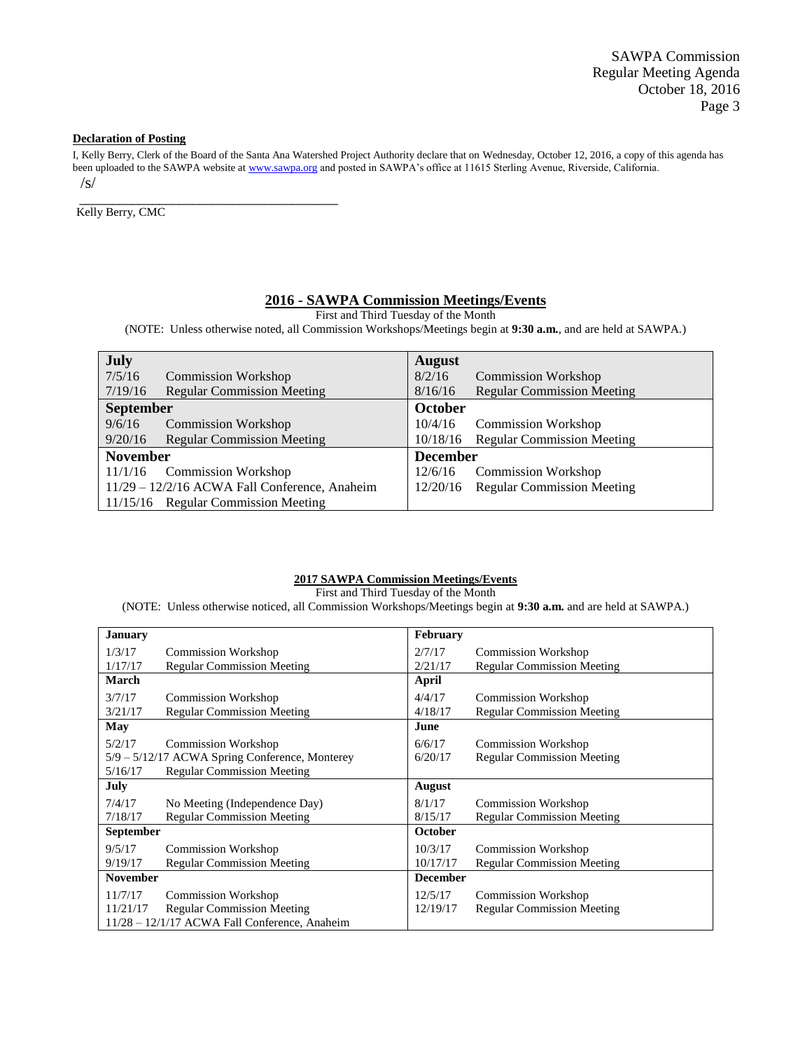**Declaration of Posting**

I, Kelly Berry, Clerk of the Board of the Santa Ana Watershed Project Authority declare that on Wednesday, October 12, 2016, a copy of this agenda has been uploaded to the SAWPA website at www.sawpa.org and posted in SAWPA's office at 11615 Sterling Avenue, Riverside, California.

/s/

\_\_\_\_\_\_\_\_\_\_\_\_\_\_\_\_\_\_\_\_\_\_\_\_\_\_\_\_\_\_\_\_\_\_\_\_\_\_\_\_

Kelly Berry, CMC

## 2016 - SAWPA Commission Meetings/Events

First and Third Tuesday of the Month

(NOTE: Unless otherwise noted, all Commission Workshops/Meetings begin at **9:30 a.m.**, and are held at SAWPA.)

| | | | |
|---|---|---|---|
| **July** | | **August** | |
| 7/5/16 | Commission Workshop | 8/2/16 | Commission Workshop |
| 7/19/16 | Regular Commission Meeting | 8/16/16 | Regular Commission Meeting |
| **September** | | **October** | |
| 9/6/16 | Commission Workshop | 10/4/16 | Commission Workshop |
| 9/20/16 | Regular Commission Meeting | 10/18/16 | Regular Commission Meeting |
| **November** | | **December** | |
| 11/1/16 | Commission Workshop | 12/6/16 | Commission Workshop |
| 11/29 – 12/2/16 | ACWA Fall Conference, Anaheim | 12/20/16 | Regular Commission Meeting |
| 11/15/16 | Regular Commission Meeting | | |

## 2017 SAWPA Commission Meetings/Events

First and Third Tuesday of the Month

(NOTE: Unless otherwise noticed, all Commission Workshops/Meetings begin at **9:30 a.m.** and are held at SAWPA.)

| | | | |
|---|---|---|---|
| **January** | | **February** | |
| 1/3/17 | Commission Workshop | 2/7/17 | Commission Workshop |
| 1/17/17 | Regular Commission Meeting | 2/21/17 | Regular Commission Meeting |
| **March** | | **April** | |
| 3/7/17 | Commission Workshop | 4/4/17 | Commission Workshop |
| 3/21/17 | Regular Commission Meeting | 4/18/17 | Regular Commission Meeting |
| **May** | | **June** | |
| 5/2/17 | Commission Workshop | 6/6/17 | Commission Workshop |
| 5/9 – 5/12/17 | ACWA Spring Conference, Monterey | 6/20/17 | Regular Commission Meeting |
| 5/16/17 | Regular Commission Meeting | | |
| **July** | | **August** | |
| 7/4/17 | No Meeting (Independence Day) | 8/1/17 | Commission Workshop |
| 7/18/17 | Regular Commission Meeting | 8/15/17 | Regular Commission Meeting |
| **September** | | **October** | |
| 9/5/17 | Commission Workshop | 10/3/17 | Commission Workshop |
| 9/19/17 | Regular Commission Meeting | 10/17/17 | Regular Commission Meeting |
| **November** | | **December** | |
| 11/7/17 | Commission Workshop | 12/5/17 | Commission Workshop |
| 11/21/17 | Regular Commission Meeting | 12/19/17 | Regular Commission Meeting |
| 11/28 – 12/1/17 | ACWA Fall Conference, Anaheim | | |